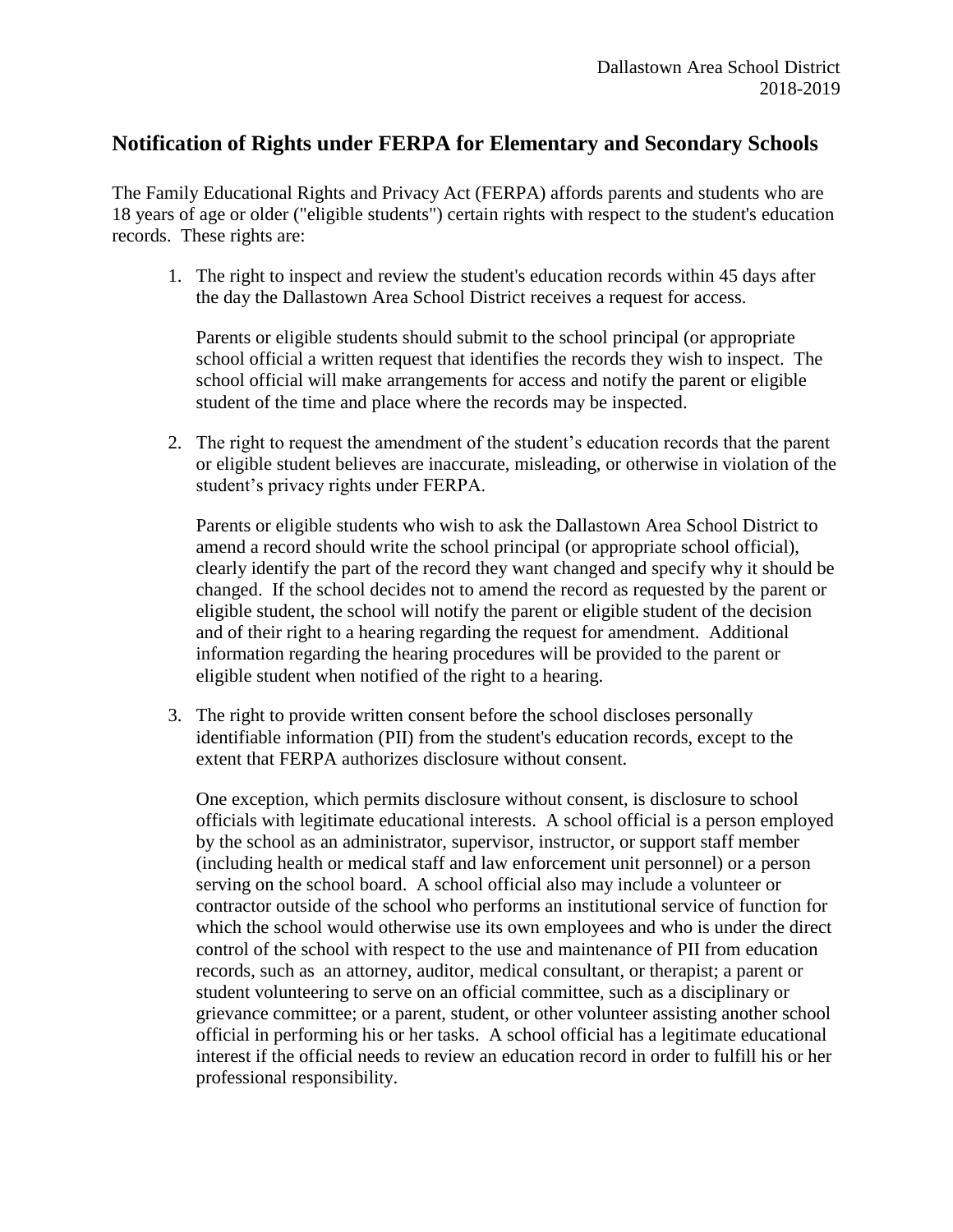Dallastown Area School District
2018-2019

## Notification of Rights under FERPA for Elementary and Secondary Schools

The Family Educational Rights and Privacy Act (FERPA) affords parents and students who are 18 years of age or older ("eligible students") certain rights with respect to the student's education records. These rights are:

1. The right to inspect and review the student's education records within 45 days after the day the Dallastown Area School District receives a request for access.

   Parents or eligible students should submit to the school principal (or appropriate school official a written request that identifies the records they wish to inspect. The school official will make arrangements for access and notify the parent or eligible student of the time and place where the records may be inspected.

2. The right to request the amendment of the student's education records that the parent or eligible student believes are inaccurate, misleading, or otherwise in violation of the student's privacy rights under FERPA.

   Parents or eligible students who wish to ask the Dallastown Area School District to amend a record should write the school principal (or appropriate school official), clearly identify the part of the record they want changed and specify why it should be changed. If the school decides not to amend the record as requested by the parent or eligible student, the school will notify the parent or eligible student of the decision and of their right to a hearing regarding the request for amendment. Additional information regarding the hearing procedures will be provided to the parent or eligible student when notified of the right to a hearing.

3. The right to provide written consent before the school discloses personally identifiable information (PII) from the student's education records, except to the extent that FERPA authorizes disclosure without consent.

   One exception, which permits disclosure without consent, is disclosure to school officials with legitimate educational interests. A school official is a person employed by the school as an administrator, supervisor, instructor, or support staff member (including health or medical staff and law enforcement unit personnel) or a person serving on the school board. A school official also may include a volunteer or contractor outside of the school who performs an institutional service of function for which the school would otherwise use its own employees and who is under the direct control of the school with respect to the use and maintenance of PII from education records, such as an attorney, auditor, medical consultant, or therapist; a parent or student volunteering to serve on an official committee, such as a disciplinary or grievance committee; or a parent, student, or other volunteer assisting another school official in performing his or her tasks. A school official has a legitimate educational interest if the official needs to review an education record in order to fulfill his or her professional responsibility.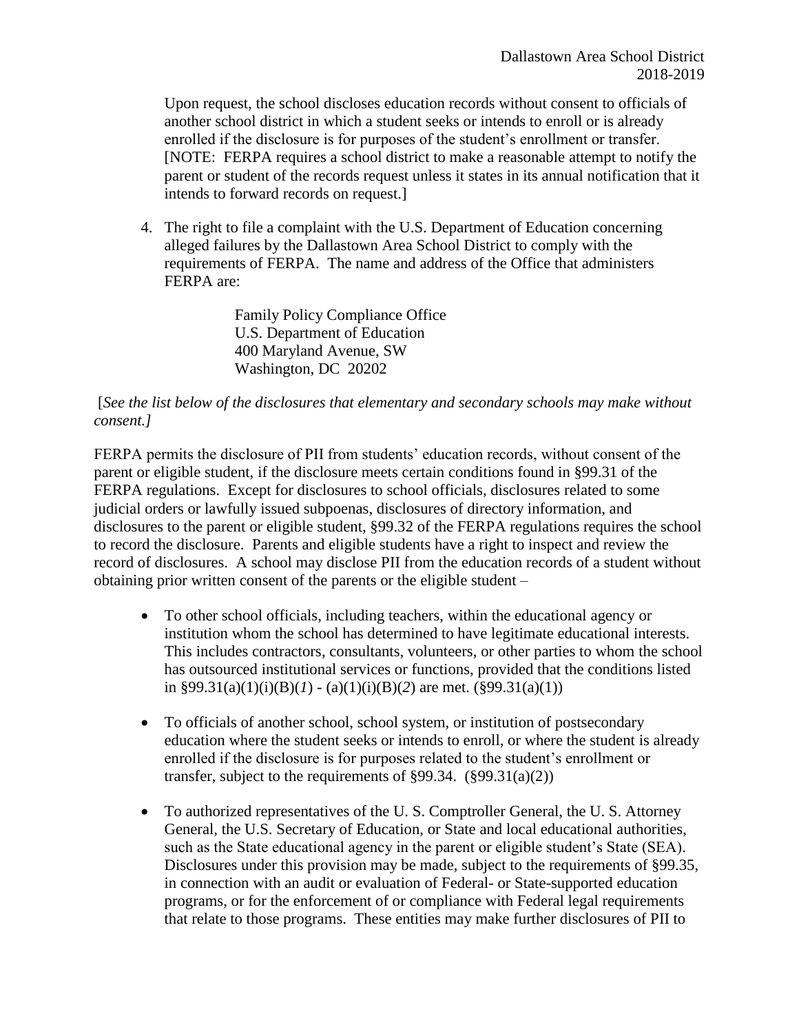Upon request, the school discloses education records without consent to officials of another school district in which a student seeks or intends to enroll or is already enrolled if the disclosure is for purposes of the student's enrollment or transfer. [NOTE: FERPA requires a school district to make a reasonable attempt to notify the parent or student of the records request unless it states in its annual notification that it intends to forward records on request.]

4. The right to file a complaint with the U.S. Department of Education concerning alleged failures by the Dallastown Area School District to comply with the requirements of FERPA. The name and address of the Office that administers FERPA are:

   Family Policy Compliance Office
   U.S. Department of Education
   400 Maryland Avenue, SW
   Washington, DC 20202

[*See the list below of the disclosures that elementary and secondary schools may make without consent.]*

FERPA permits the disclosure of PII from students' education records, without consent of the parent or eligible student, if the disclosure meets certain conditions found in §99.31 of the FERPA regulations. Except for disclosures to school officials, disclosures related to some judicial orders or lawfully issued subpoenas, disclosures of directory information, and disclosures to the parent or eligible student, §99.32 of the FERPA regulations requires the school to record the disclosure. Parents and eligible students have a right to inspect and review the record of disclosures. A school may disclose PII from the education records of a student without obtaining prior written consent of the parents or the eligible student –

- To other school officials, including teachers, within the educational agency or institution whom the school has determined to have legitimate educational interests. This includes contractors, consultants, volunteers, or other parties to whom the school has outsourced institutional services or functions, provided that the conditions listed in §99.31(a)(1)(i)(B)(*1*) - (a)(1)(i)(B)(*2*) are met. (§99.31(a)(1))

- To officials of another school, school system, or institution of postsecondary education where the student seeks or intends to enroll, or where the student is already enrolled if the disclosure is for purposes related to the student's enrollment or transfer, subject to the requirements of §99.34. (§99.31(a)(2))

- To authorized representatives of the U. S. Comptroller General, the U. S. Attorney General, the U.S. Secretary of Education, or State and local educational authorities, such as the State educational agency in the parent or eligible student's State (SEA). Disclosures under this provision may be made, subject to the requirements of §99.35, in connection with an audit or evaluation of Federal- or State-supported education programs, or for the enforcement of or compliance with Federal legal requirements that relate to those programs. These entities may make further disclosures of PII to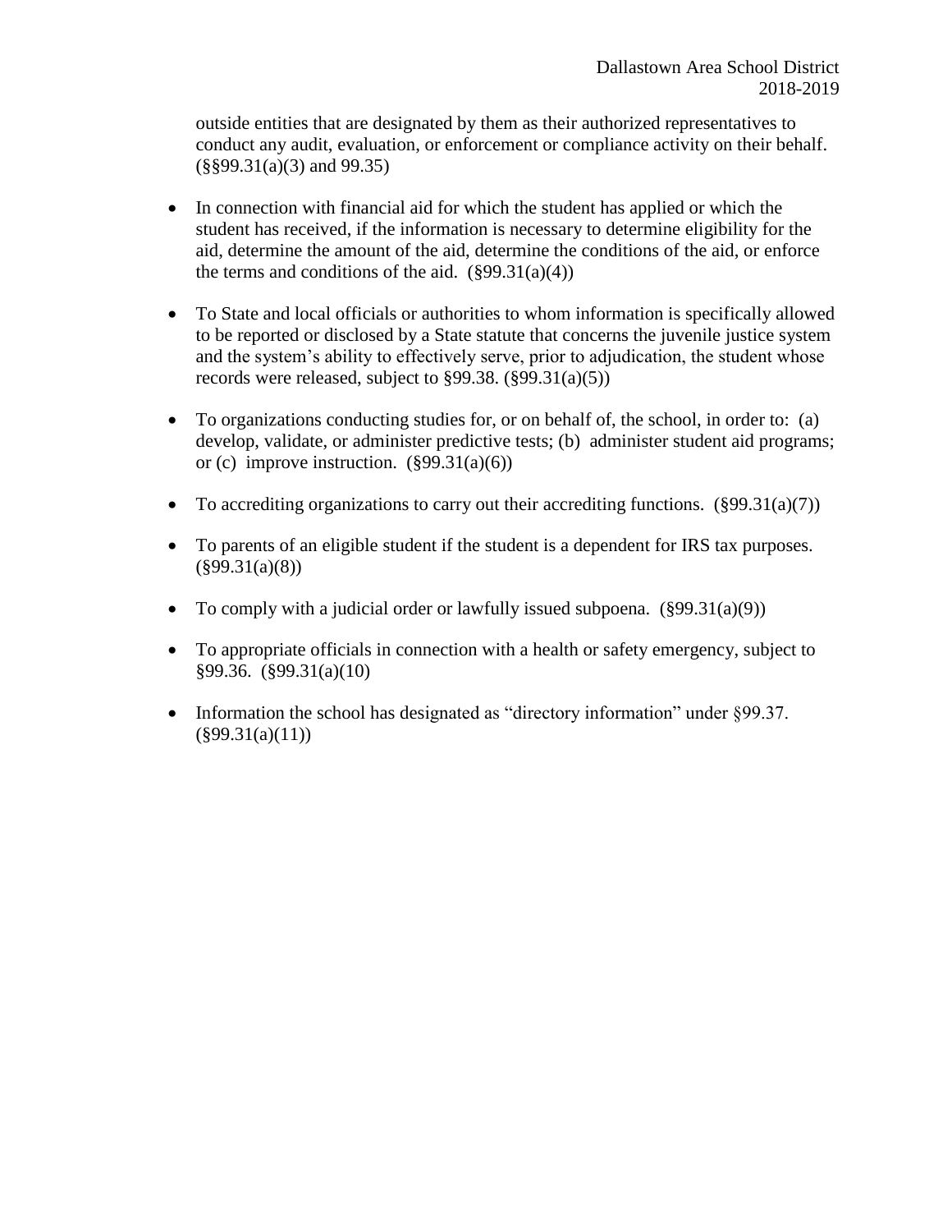outside entities that are designated by them as their authorized representatives to conduct any audit, evaluation, or enforcement or compliance activity on their behalf. (§§99.31(a)(3) and 99.35)

- In connection with financial aid for which the student has applied or which the student has received, if the information is necessary to determine eligibility for the aid, determine the amount of the aid, determine the conditions of the aid, or enforce the terms and conditions of the aid. (§99.31(a)(4))

- To State and local officials or authorities to whom information is specifically allowed to be reported or disclosed by a State statute that concerns the juvenile justice system and the system's ability to effectively serve, prior to adjudication, the student whose records were released, subject to §99.38. (§99.31(a)(5))

- To organizations conducting studies for, or on behalf of, the school, in order to: (a) develop, validate, or administer predictive tests; (b) administer student aid programs; or (c) improve instruction. (§99.31(a)(6))

- To accrediting organizations to carry out their accrediting functions. (§99.31(a)(7))

- To parents of an eligible student if the student is a dependent for IRS tax purposes. (§99.31(a)(8))

- To comply with a judicial order or lawfully issued subpoena. (§99.31(a)(9))

- To appropriate officials in connection with a health or safety emergency, subject to §99.36. (§99.31(a)(10)

- Information the school has designated as "directory information" under §99.37. (§99.31(a)(11))